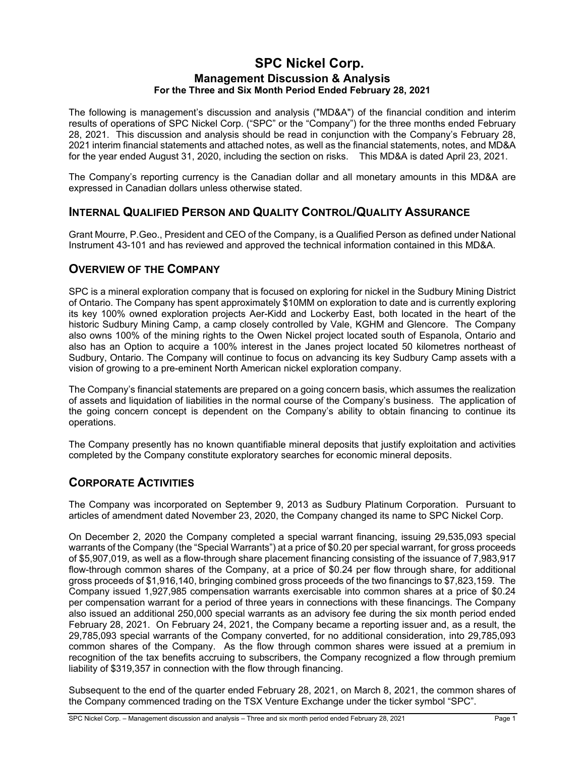# SPC Nickel Corp.

## Management Discussion & Analysis

### For the Three and Six Month Period Ended February 28, 2021

The following is management's discussion and analysis ("MD&A") of the financial condition and interim results of operations of SPC Nickel Corp. ("SPC" or the "Company") for the three months ended February 28, 2021. This discussion and analysis should be read in conjunction with the Company's February 28, 2021 interim financial statements and attached notes, as well as the financial statements, notes, and MD&A for the year ended August 31, 2020, including the section on risks. This MD&A is dated April 23, 2021.

The Company's reporting currency is the Canadian dollar and all monetary amounts in this MD&A are expressed in Canadian dollars unless otherwise stated.

## INTERNAL QUALIFIED PERSON AND QUALITY CONTROL/QUALITY ASSURANCE

Grant Mourre, P.Geo., President and CEO of the Company, is a Qualified Person as defined under National Instrument 43-101 and has reviewed and approved the technical information contained in this MD&A.

## OVERVIEW OF THE COMPANY

SPC is a mineral exploration company that is focused on exploring for nickel in the Sudbury Mining District of Ontario. The Company has spent approximately $10MM on exploration to date and is currently exploring its key 100% owned exploration projects Aer-Kidd and Lockerby East, both located in the heart of the historic Sudbury Mining Camp, a camp closely controlled by Vale, KGHM and Glencore. The Company also owns 100% of the mining rights to the Owen Nickel project located south of Espanola, Ontario and also has an Option to acquire a 100% interest in the Janes project located 50 kilometres northeast of Sudbury, Ontario. The Company will continue to focus on advancing its key Sudbury Camp assets with a vision of growing to a pre-eminent North American nickel exploration company.

The Company's financial statements are prepared on a going concern basis, which assumes the realization of assets and liquidation of liabilities in the normal course of the Company's business. The application of the going concern concept is dependent on the Company's ability to obtain financing to continue its operations.

The Company presently has no known quantifiable mineral deposits that justify exploitation and activities completed by the Company constitute exploratory searches for economic mineral deposits.

## CORPORATE ACTIVITIES

The Company was incorporated on September 9, 2013 as Sudbury Platinum Corporation. Pursuant to articles of amendment dated November 23, 2020, the Company changed its name to SPC Nickel Corp.

On December 2, 2020 the Company completed a special warrant financing, issuing 29,535,093 special warrants of the Company (the "Special Warrants") at a price of $0.20 per special warrant, for gross proceeds of $5,907,019, as well as a flow-through share placement financing consisting of the issuance of 7,983,917 flow-through common shares of the Company, at a price of $0.24 per flow through share, for additional gross proceeds of $1,916,140, bringing combined gross proceeds of the two financings to $7,823,159. The Company issued 1,927,985 compensation warrants exercisable into common shares at a price of $0.24 per compensation warrant for a period of three years in connections with these financings. The Company also issued an additional 250,000 special warrants as an advisory fee during the six month period ended February 28, 2021. On February 24, 2021, the Company became a reporting issuer and, as a result, the 29,785,093 special warrants of the Company converted, for no additional consideration, into 29,785,093 common shares of the Company. As the flow through common shares were issued at a premium in recognition of the tax benefits accruing to subscribers, the Company recognized a flow through premium liability of $319,357 in connection with the flow through financing.

Subsequent to the end of the quarter ended February 28, 2021, on March 8, 2021, the common shares of the Company commenced trading on the TSX Venture Exchange under the ticker symbol "SPC".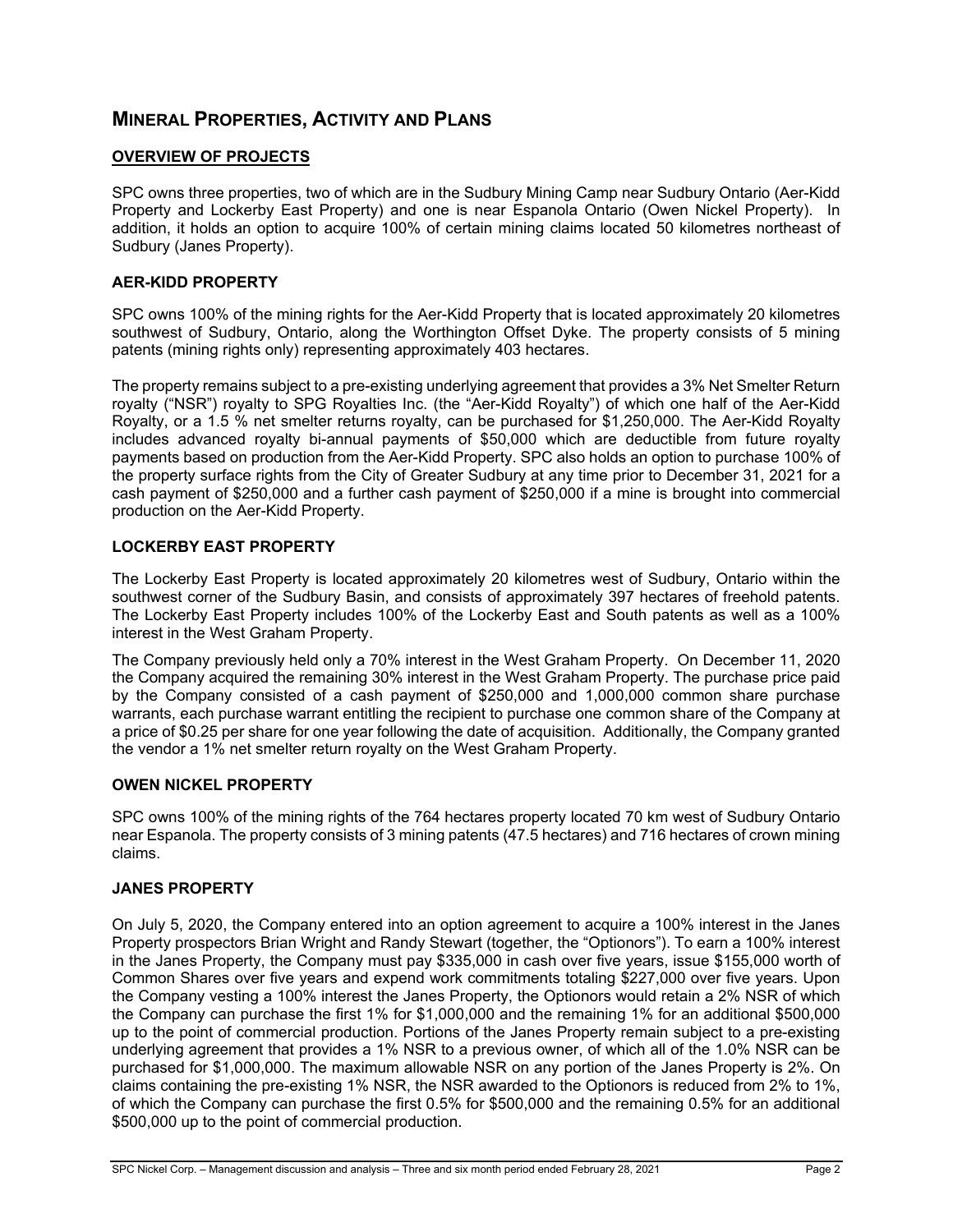# MINERAL PROPERTIES, ACTIVITY AND PLANS

## OVERVIEW OF PROJECTS

SPC owns three properties, two of which are in the Sudbury Mining Camp near Sudbury Ontario (Aer-Kidd Property and Lockerby East Property) and one is near Espanola Ontario (Owen Nickel Property). In addition, it holds an option to acquire 100% of certain mining claims located 50 kilometres northeast of Sudbury (Janes Property).

### AER-KIDD PROPERTY

SPC owns 100% of the mining rights for the Aer-Kidd Property that is located approximately 20 kilometres southwest of Sudbury, Ontario, along the Worthington Offset Dyke. The property consists of 5 mining patents (mining rights only) representing approximately 403 hectares.

The property remains subject to a pre-existing underlying agreement that provides a 3% Net Smelter Return royalty ("NSR") royalty to SPG Royalties Inc. (the "Aer-Kidd Royalty") of which one half of the Aer-Kidd Royalty, or a 1.5 % net smelter returns royalty, can be purchased for $1,250,000. The Aer-Kidd Royalty includes advanced royalty bi-annual payments of $50,000 which are deductible from future royalty payments based on production from the Aer-Kidd Property. SPC also holds an option to purchase 100% of the property surface rights from the City of Greater Sudbury at any time prior to December 31, 2021 for a cash payment of $250,000 and a further cash payment of $250,000 if a mine is brought into commercial production on the Aer-Kidd Property.

### LOCKERBY EAST PROPERTY

The Lockerby East Property is located approximately 20 kilometres west of Sudbury, Ontario within the southwest corner of the Sudbury Basin, and consists of approximately 397 hectares of freehold patents. The Lockerby East Property includes 100% of the Lockerby East and South patents as well as a 100% interest in the West Graham Property.

The Company previously held only a 70% interest in the West Graham Property. On December 11, 2020 the Company acquired the remaining 30% interest in the West Graham Property. The purchase price paid by the Company consisted of a cash payment of $250,000 and 1,000,000 common share purchase warrants, each purchase warrant entitling the recipient to purchase one common share of the Company at a price of $0.25 per share for one year following the date of acquisition. Additionally, the Company granted the vendor a 1% net smelter return royalty on the West Graham Property.

### OWEN NICKEL PROPERTY

SPC owns 100% of the mining rights of the 764 hectares property located 70 km west of Sudbury Ontario near Espanola. The property consists of 3 mining patents (47.5 hectares) and 716 hectares of crown mining claims.

### JANES PROPERTY

On July 5, 2020, the Company entered into an option agreement to acquire a 100% interest in the Janes Property prospectors Brian Wright and Randy Stewart (together, the "Optionors"). To earn a 100% interest in the Janes Property, the Company must pay $335,000 in cash over five years, issue $155,000 worth of Common Shares over five years and expend work commitments totaling $227,000 over five years. Upon the Company vesting a 100% interest the Janes Property, the Optionors would retain a 2% NSR of which the Company can purchase the first 1% for $1,000,000 and the remaining 1% for an additional $500,000 up to the point of commercial production. Portions of the Janes Property remain subject to a pre-existing underlying agreement that provides a 1% NSR to a previous owner, of which all of the 1.0% NSR can be purchased for $1,000,000. The maximum allowable NSR on any portion of the Janes Property is 2%. On claims containing the pre-existing 1% NSR, the NSR awarded to the Optionors is reduced from 2% to 1%, of which the Company can purchase the first 0.5% for $500,000 and the remaining 0.5% for an additional $500,000 up to the point of commercial production.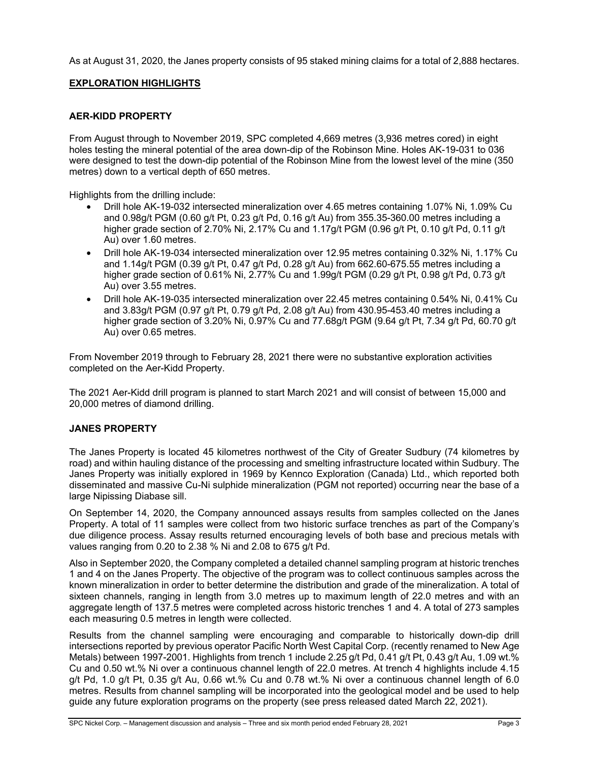As at August 31, 2020, the Janes property consists of 95 staked mining claims for a total of 2,888 hectares.

## **EXPLORATION HIGHLIGHTS**

### AER-KIDD PROPERTY

From August through to November 2019, SPC completed 4,669 metres (3,936 metres cored) in eight holes testing the mineral potential of the area down-dip of the Robinson Mine. Holes AK-19-031 to 036 were designed to test the down-dip potential of the Robinson Mine from the lowest level of the mine (350 metres) down to a vertical depth of 650 metres.

Highlights from the drilling include:

- Drill hole AK-19-032 intersected mineralization over 4.65 metres containing 1.07% Ni, 1.09% Cu and 0.98g/t PGM (0.60 g/t Pt, 0.23 g/t Pd, 0.16 g/t Au) from 355.35-360.00 metres including a higher grade section of 2.70% Ni, 2.17% Cu and 1.17g/t PGM (0.96 g/t Pt, 0.10 g/t Pd, 0.11 g/t Au) over 1.60 metres.
- Drill hole AK-19-034 intersected mineralization over 12.95 metres containing 0.32% Ni, 1.17% Cu and 1.14g/t PGM (0.39 g/t Pt, 0.47 g/t Pd, 0.28 g/t Au) from 662.60-675.55 metres including a higher grade section of 0.61% Ni, 2.77% Cu and 1.99g/t PGM (0.29 g/t Pt, 0.98 g/t Pd, 0.73 g/t Au) over 3.55 metres.
- Drill hole AK-19-035 intersected mineralization over 22.45 metres containing 0.54% Ni, 0.41% Cu and 3.83g/t PGM (0.97 g/t Pt, 0.79 g/t Pd, 2.08 g/t Au) from 430.95-453.40 metres including a higher grade section of 3.20% Ni, 0.97% Cu and 77.68g/t PGM (9.64 g/t Pt, 7.34 g/t Pd, 60.70 g/t Au) over 0.65 metres.

From November 2019 through to February 28, 2021 there were no substantive exploration activities completed on the Aer-Kidd Property.

The 2021 Aer-Kidd drill program is planned to start March 2021 and will consist of between 15,000 and 20,000 metres of diamond drilling.

### JANES PROPERTY

The Janes Property is located 45 kilometres northwest of the City of Greater Sudbury (74 kilometres by road) and within hauling distance of the processing and smelting infrastructure located within Sudbury. The Janes Property was initially explored in 1969 by Kennco Exploration (Canada) Ltd., which reported both disseminated and massive Cu-Ni sulphide mineralization (PGM not reported) occurring near the base of a large Nipissing Diabase sill.

On September 14, 2020, the Company announced assays results from samples collected on the Janes Property. A total of 11 samples were collect from two historic surface trenches as part of the Company's due diligence process. Assay results returned encouraging levels of both base and precious metals with values ranging from 0.20 to 2.38 % Ni and 2.08 to 675 g/t Pd.

Also in September 2020, the Company completed a detailed channel sampling program at historic trenches 1 and 4 on the Janes Property. The objective of the program was to collect continuous samples across the known mineralization in order to better determine the distribution and grade of the mineralization. A total of sixteen channels, ranging in length from 3.0 metres up to maximum length of 22.0 metres and with an aggregate length of 137.5 metres were completed across historic trenches 1 and 4. A total of 273 samples each measuring 0.5 metres in length were collected.

Results from the channel sampling were encouraging and comparable to historically down-dip drill intersections reported by previous operator Pacific North West Capital Corp. (recently renamed to New Age Metals) between 1997-2001. Highlights from trench 1 include 2.25 g/t Pd, 0.41 g/t Pt, 0.43 g/t Au, 1.09 wt.% Cu and 0.50 wt.% Ni over a continuous channel length of 22.0 metres. At trench 4 highlights include 4.15 g/t Pd, 1.0 g/t Pt, 0.35 g/t Au, 0.66 wt.% Cu and 0.78 wt.% Ni over a continuous channel length of 6.0 metres. Results from channel sampling will be incorporated into the geological model and be used to help guide any future exploration programs on the property (see press released dated March 22, 2021).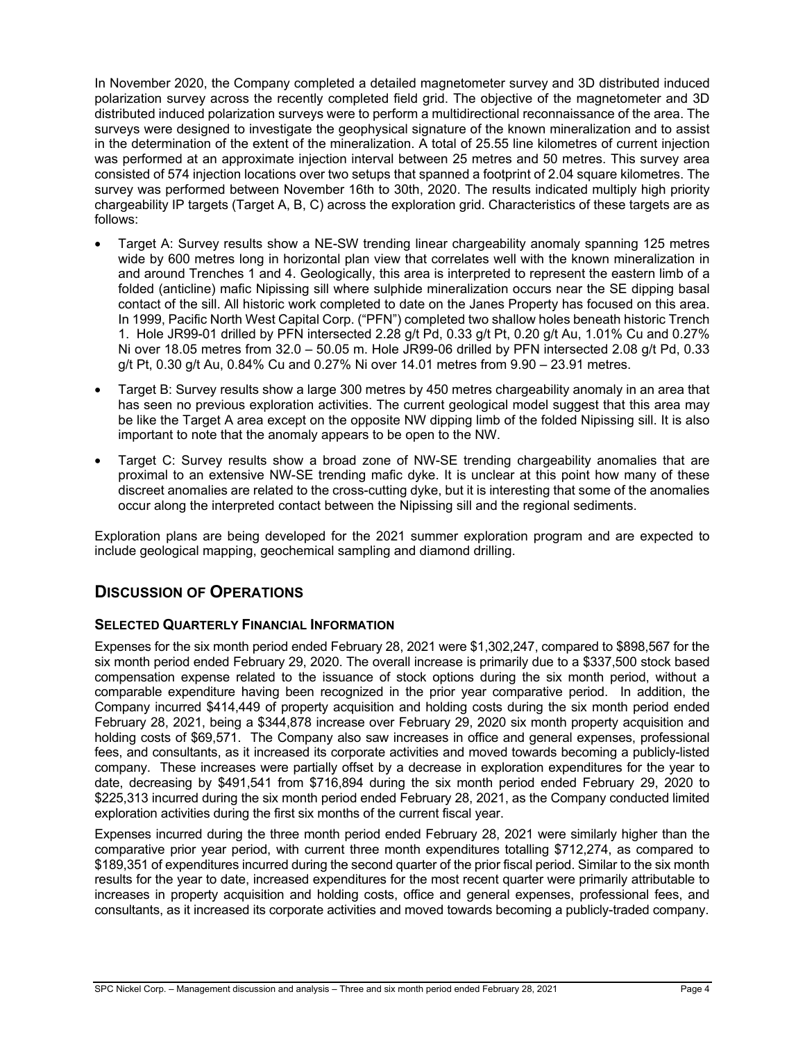In November 2020, the Company completed a detailed magnetometer survey and 3D distributed induced polarization survey across the recently completed field grid. The objective of the magnetometer and 3D distributed induced polarization surveys were to perform a multidirectional reconnaissance of the area. The surveys were designed to investigate the geophysical signature of the known mineralization and to assist in the determination of the extent of the mineralization. A total of 25.55 line kilometres of current injection was performed at an approximate injection interval between 25 metres and 50 metres. This survey area consisted of 574 injection locations over two setups that spanned a footprint of 2.04 square kilometres. The survey was performed between November 16th to 30th, 2020. The results indicated multiply high priority chargeability IP targets (Target A, B, C) across the exploration grid. Characteristics of these targets are as follows:

- Target A: Survey results show a NE-SW trending linear chargeability anomaly spanning 125 metres wide by 600 metres long in horizontal plan view that correlates well with the known mineralization in and around Trenches 1 and 4. Geologically, this area is interpreted to represent the eastern limb of a folded (anticline) mafic Nipissing sill where sulphide mineralization occurs near the SE dipping basal contact of the sill. All historic work completed to date on the Janes Property has focused on this area. In 1999, Pacific North West Capital Corp. ("PFN") completed two shallow holes beneath historic Trench 1. Hole JR99-01 drilled by PFN intersected 2.28 g/t Pd, 0.33 g/t Pt, 0.20 g/t Au, 1.01% Cu and 0.27% Ni over 18.05 metres from 32.0 – 50.05 m. Hole JR99-06 drilled by PFN intersected 2.08 g/t Pd, 0.33 g/t Pt, 0.30 g/t Au, 0.84% Cu and 0.27% Ni over 14.01 metres from 9.90 – 23.91 metres.
- Target B: Survey results show a large 300 metres by 450 metres chargeability anomaly in an area that has seen no previous exploration activities. The current geological model suggest that this area may be like the Target A area except on the opposite NW dipping limb of the folded Nipissing sill. It is also important to note that the anomaly appears to be open to the NW.
- Target C: Survey results show a broad zone of NW-SE trending chargeability anomalies that are proximal to an extensive NW-SE trending mafic dyke. It is unclear at this point how many of these discreet anomalies are related to the cross-cutting dyke, but it is interesting that some of the anomalies occur along the interpreted contact between the Nipissing sill and the regional sediments.

Exploration plans are being developed for the 2021 summer exploration program and are expected to include geological mapping, geochemical sampling and diamond drilling.

## DISCUSSION OF OPERATIONS

### SELECTED QUARTERLY FINANCIAL INFORMATION

Expenses for the six month period ended February 28, 2021 were $1,302,247, compared to $898,567 for the six month period ended February 29, 2020. The overall increase is primarily due to a $337,500 stock based compensation expense related to the issuance of stock options during the six month period, without a comparable expenditure having been recognized in the prior year comparative period. In addition, the Company incurred $414,449 of property acquisition and holding costs during the six month period ended February 28, 2021, being a $344,878 increase over February 29, 2020 six month property acquisition and holding costs of $69,571. The Company also saw increases in office and general expenses, professional fees, and consultants, as it increased its corporate activities and moved towards becoming a publicly-listed company. These increases were partially offset by a decrease in exploration expenditures for the year to date, decreasing by $491,541 from $716,894 during the six month period ended February 29, 2020 to $225,313 incurred during the six month period ended February 28, 2021, as the Company conducted limited exploration activities during the first six months of the current fiscal year.

Expenses incurred during the three month period ended February 28, 2021 were similarly higher than the comparative prior year period, with current three month expenditures totalling $712,274, as compared to $189,351 of expenditures incurred during the second quarter of the prior fiscal period. Similar to the six month results for the year to date, increased expenditures for the most recent quarter were primarily attributable to increases in property acquisition and holding costs, office and general expenses, professional fees, and consultants, as it increased its corporate activities and moved towards becoming a publicly-traded company.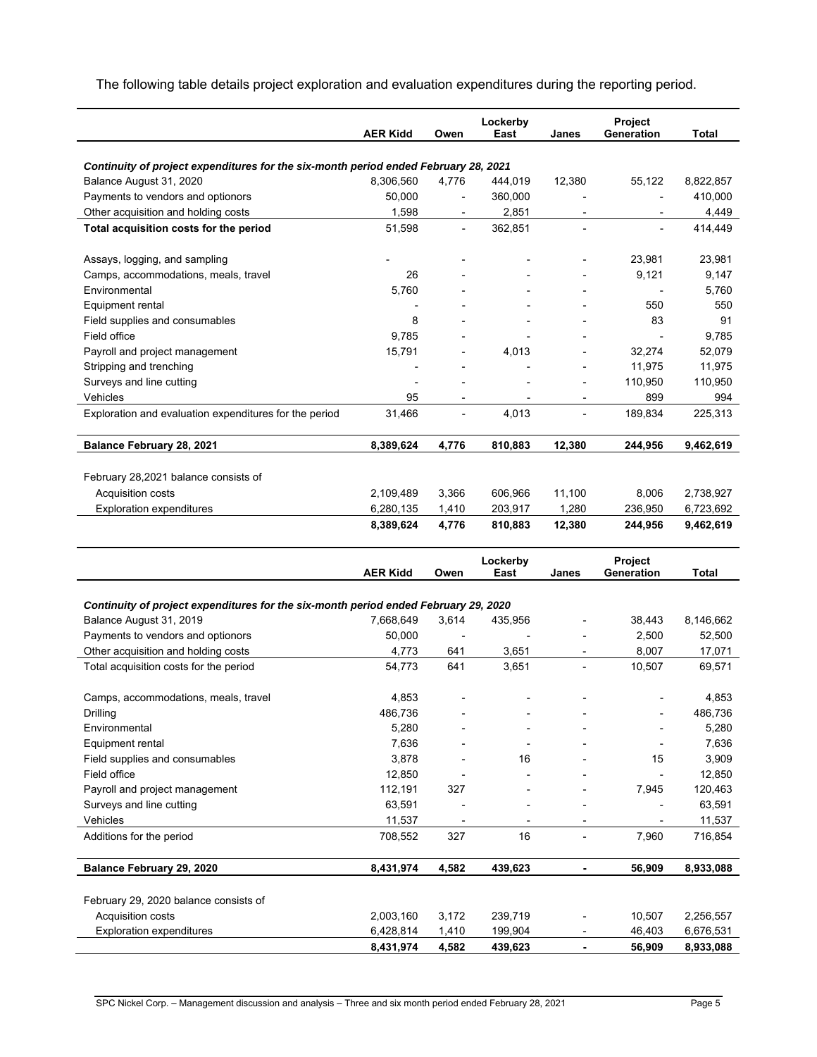The following table details project exploration and evaluation expenditures during the reporting period.

| | AER Kidd | Owen | Lockerby East | Janes | Project Generation | Total |
|---|---|---|---|---|---|---|
| ***Continuity of project expenditures for the six-month period ended February 28, 2021*** | | | | | | |
| Balance August 31, 2020 | 8,306,560 | 4,776 | 444,019 | 12,380 | 55,122 | 8,822,857 |
| Payments to vendors and optionors | 50,000 | - | 360,000 | - | - | 410,000 |
| Other acquisition and holding costs | 1,598 | - | 2,851 | - | - | 4,449 |
| **Total acquisition costs for the period** | 51,598 | - | 362,851 | - | - | 414,449 |
| Assays, logging, and sampling | - | - | - | - | 23,981 | 23,981 |
| Camps, accommodations, meals, travel | 26 | - | - | - | 9,121 | 9,147 |
| Environmental | 5,760 | - | - | - | - | 5,760 |
| Equipment rental | - | - | - | - | 550 | 550 |
| Field supplies and consumables | 8 | - | - | - | 83 | 91 |
| Field office | 9,785 | - | - | - | - | 9,785 |
| Payroll and project management | 15,791 | - | 4,013 | - | 32,274 | 52,079 |
| Stripping and trenching | - | - | - | - | 11,975 | 11,975 |
| Surveys and line cutting | - | - | - | - | 110,950 | 110,950 |
| Vehicles | 95 | - | - | - | 899 | 994 |
| Exploration and evaluation expenditures for the period | 31,466 | - | 4,013 | - | 189,834 | 225,313 |
| **Balance February 28, 2021** | **8,389,624** | **4,776** | **810,883** | **12,380** | **244,956** | **9,462,619** |
| February 28,2021 balance consists of | | | | | | |
| Acquisition costs | 2,109,489 | 3,366 | 606,966 | 11,100 | 8,006 | 2,738,927 |
| Exploration expenditures | 6,280,135 | 1,410 | 203,917 | 1,280 | 236,950 | 6,723,692 |
| | **8,389,624** | **4,776** | **810,883** | **12,380** | **244,956** | **9,462,619** |

| | AER Kidd | Owen | Lockerby East | Janes | Project Generation | Total |
|---|---|---|---|---|---|---|
| ***Continuity of project expenditures for the six-month period ended February 29, 2020*** | | | | | | |
| Balance August 31, 2019 | 7,668,649 | 3,614 | 435,956 | - | 38,443 | 8,146,662 |
| Payments to vendors and optionors | 50,000 | - | - | - | 2,500 | 52,500 |
| Other acquisition and holding costs | 4,773 | 641 | 3,651 | - | 8,007 | 17,071 |
| Total acquisition costs for the period | 54,773 | 641 | 3,651 | - | 10,507 | 69,571 |
| Camps, accommodations, meals, travel | 4,853 | - | - | - | - | 4,853 |
| Drilling | 486,736 | - | - | - | - | 486,736 |
| Environmental | 5,280 | - | - | - | - | 5,280 |
| Equipment rental | 7,636 | - | - | - | - | 7,636 |
| Field supplies and consumables | 3,878 | - | 16 | - | 15 | 3,909 |
| Field office | 12,850 | - | - | - | - | 12,850 |
| Payroll and project management | 112,191 | 327 | - | - | 7,945 | 120,463 |
| Surveys and line cutting | 63,591 | - | - | - | - | 63,591 |
| Vehicles | 11,537 | - | - | - | - | 11,537 |
| Additions for the period | 708,552 | 327 | 16 | - | 7,960 | 716,854 |
| **Balance February 29, 2020** | **8,431,974** | **4,582** | **439,623** | **-** | **56,909** | **8,933,088** |
| February 29, 2020 balance consists of | | | | | | |
| Acquisition costs | 2,003,160 | 3,172 | 239,719 | - | 10,507 | 2,256,557 |
| Exploration expenditures | 6,428,814 | 1,410 | 199,904 | - | 46,403 | 6,676,531 |
| | **8,431,974** | **4,582** | **439,623** | **-** | **56,909** | **8,933,088** |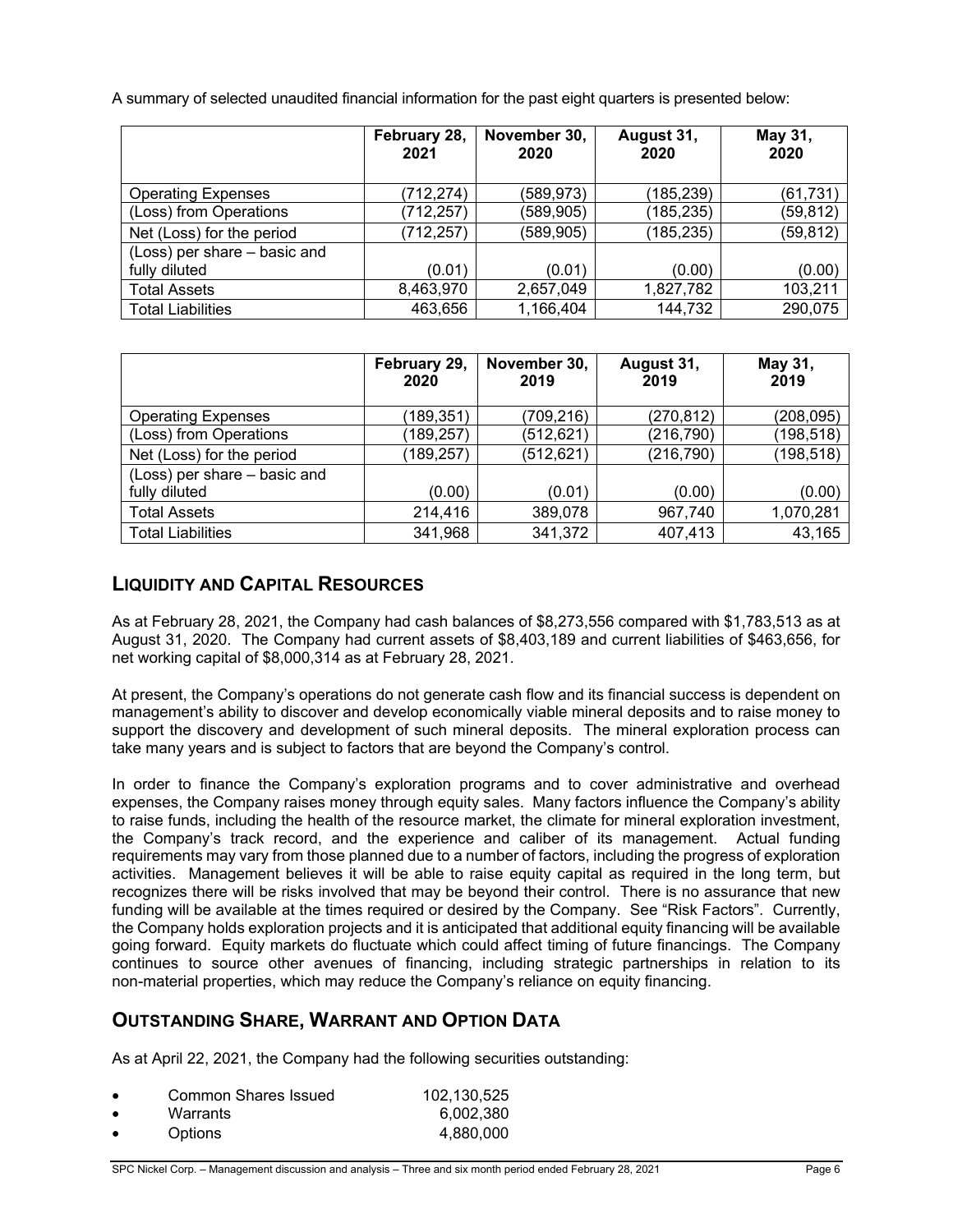A summary of selected unaudited financial information for the past eight quarters is presented below:

| | February 28, 2021 | November 30, 2020 | August 31, 2020 | May 31, 2020 |
|---|---|---|---|---|
| Operating Expenses | (712,274) | (589,973) | (185,239) | (61,731) |
| (Loss) from Operations | (712,257) | (589,905) | (185,235) | (59,812) |
| Net (Loss) for the period | (712,257) | (589,905) | (185,235) | (59,812) |
| (Loss) per share – basic and fully diluted | (0.01) | (0.01) | (0.00) | (0.00) |
| Total Assets | 8,463,970 | 2,657,049 | 1,827,782 | 103,211 |
| Total Liabilities | 463,656 | 1,166,404 | 144,732 | 290,075 |

| | February 29, 2020 | November 30, 2019 | August 31, 2019 | May 31, 2019 |
|---|---|---|---|---|
| Operating Expenses | (189,351) | (709,216) | (270,812) | (208,095) |
| (Loss) from Operations | (189,257) | (512,621) | (216,790) | (198,518) |
| Net (Loss) for the period | (189,257) | (512,621) | (216,790) | (198,518) |
| (Loss) per share – basic and fully diluted | (0.00) | (0.01) | (0.00) | (0.00) |
| Total Assets | 214,416 | 389,078 | 967,740 | 1,070,281 |
| Total Liabilities | 341,968 | 341,372 | 407,413 | 43,165 |

## LIQUIDITY AND CAPITAL RESOURCES

As at February 28, 2021, the Company had cash balances of $8,273,556 compared with $1,783,513 as at August 31, 2020. The Company had current assets of $8,403,189 and current liabilities of $463,656, for net working capital of $8,000,314 as at February 28, 2021.

At present, the Company's operations do not generate cash flow and its financial success is dependent on management's ability to discover and develop economically viable mineral deposits and to raise money to support the discovery and development of such mineral deposits. The mineral exploration process can take many years and is subject to factors that are beyond the Company's control.

In order to finance the Company's exploration programs and to cover administrative and overhead expenses, the Company raises money through equity sales. Many factors influence the Company's ability to raise funds, including the health of the resource market, the climate for mineral exploration investment, the Company's track record, and the experience and caliber of its management. Actual funding requirements may vary from those planned due to a number of factors, including the progress of exploration activities. Management believes it will be able to raise equity capital as required in the long term, but recognizes there will be risks involved that may be beyond their control. There is no assurance that new funding will be available at the times required or desired by the Company. See "Risk Factors". Currently, the Company holds exploration projects and it is anticipated that additional equity financing will be available going forward. Equity markets do fluctuate which could affect timing of future financings. The Company continues to source other avenues of financing, including strategic partnerships in relation to its non-material properties, which may reduce the Company's reliance on equity financing.

## OUTSTANDING SHARE, WARRANT AND OPTION DATA

As at April 22, 2021, the Company had the following securities outstanding:

- Common Shares Issued 102,130,525
- Warrants 6,002,380
- Options 4,880,000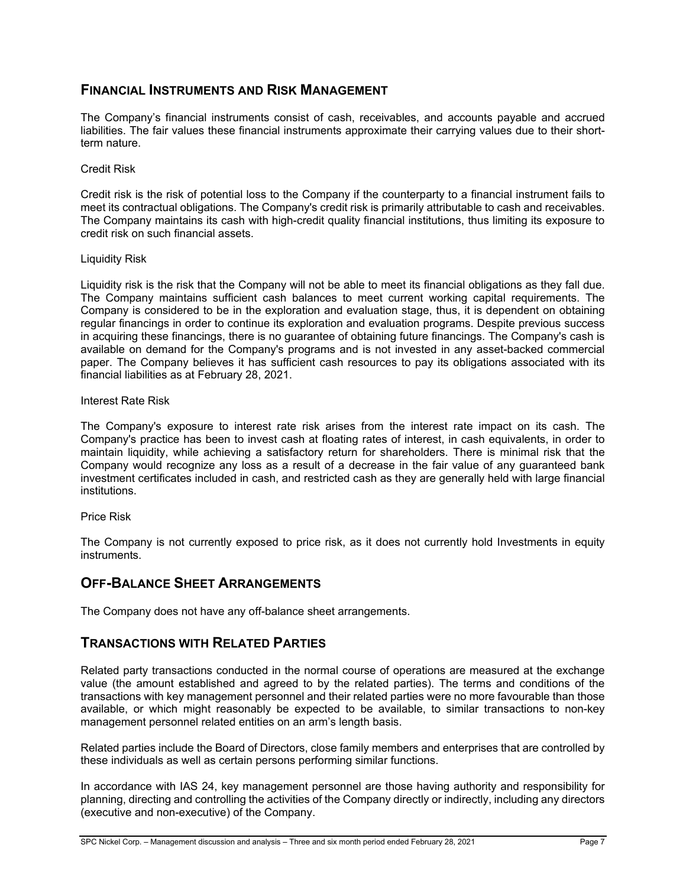## Financial Instruments and Risk Management

The Company's financial instruments consist of cash, receivables, and accounts payable and accrued liabilities. The fair values these financial instruments approximate their carrying values due to their short-term nature.

Credit Risk

Credit risk is the risk of potential loss to the Company if the counterparty to a financial instrument fails to meet its contractual obligations. The Company's credit risk is primarily attributable to cash and receivables. The Company maintains its cash with high-credit quality financial institutions, thus limiting its exposure to credit risk on such financial assets.

Liquidity Risk

Liquidity risk is the risk that the Company will not be able to meet its financial obligations as they fall due. The Company maintains sufficient cash balances to meet current working capital requirements. The Company is considered to be in the exploration and evaluation stage, thus, it is dependent on obtaining regular financings in order to continue its exploration and evaluation programs. Despite previous success in acquiring these financings, there is no guarantee of obtaining future financings. The Company's cash is available on demand for the Company's programs and is not invested in any asset-backed commercial paper. The Company believes it has sufficient cash resources to pay its obligations associated with its financial liabilities as at February 28, 2021.

Interest Rate Risk

The Company's exposure to interest rate risk arises from the interest rate impact on its cash. The Company's practice has been to invest cash at floating rates of interest, in cash equivalents, in order to maintain liquidity, while achieving a satisfactory return for shareholders. There is minimal risk that the Company would recognize any loss as a result of a decrease in the fair value of any guaranteed bank investment certificates included in cash, and restricted cash as they are generally held with large financial institutions.

Price Risk

The Company is not currently exposed to price risk, as it does not currently hold Investments in equity instruments.

## Off-Balance Sheet Arrangements

The Company does not have any off-balance sheet arrangements.

## Transactions with Related Parties

Related party transactions conducted in the normal course of operations are measured at the exchange value (the amount established and agreed to by the related parties). The terms and conditions of the transactions with key management personnel and their related parties were no more favourable than those available, or which might reasonably be expected to be available, to similar transactions to non-key management personnel related entities on an arm's length basis.

Related parties include the Board of Directors, close family members and enterprises that are controlled by these individuals as well as certain persons performing similar functions.

In accordance with IAS 24, key management personnel are those having authority and responsibility for planning, directing and controlling the activities of the Company directly or indirectly, including any directors (executive and non-executive) of the Company.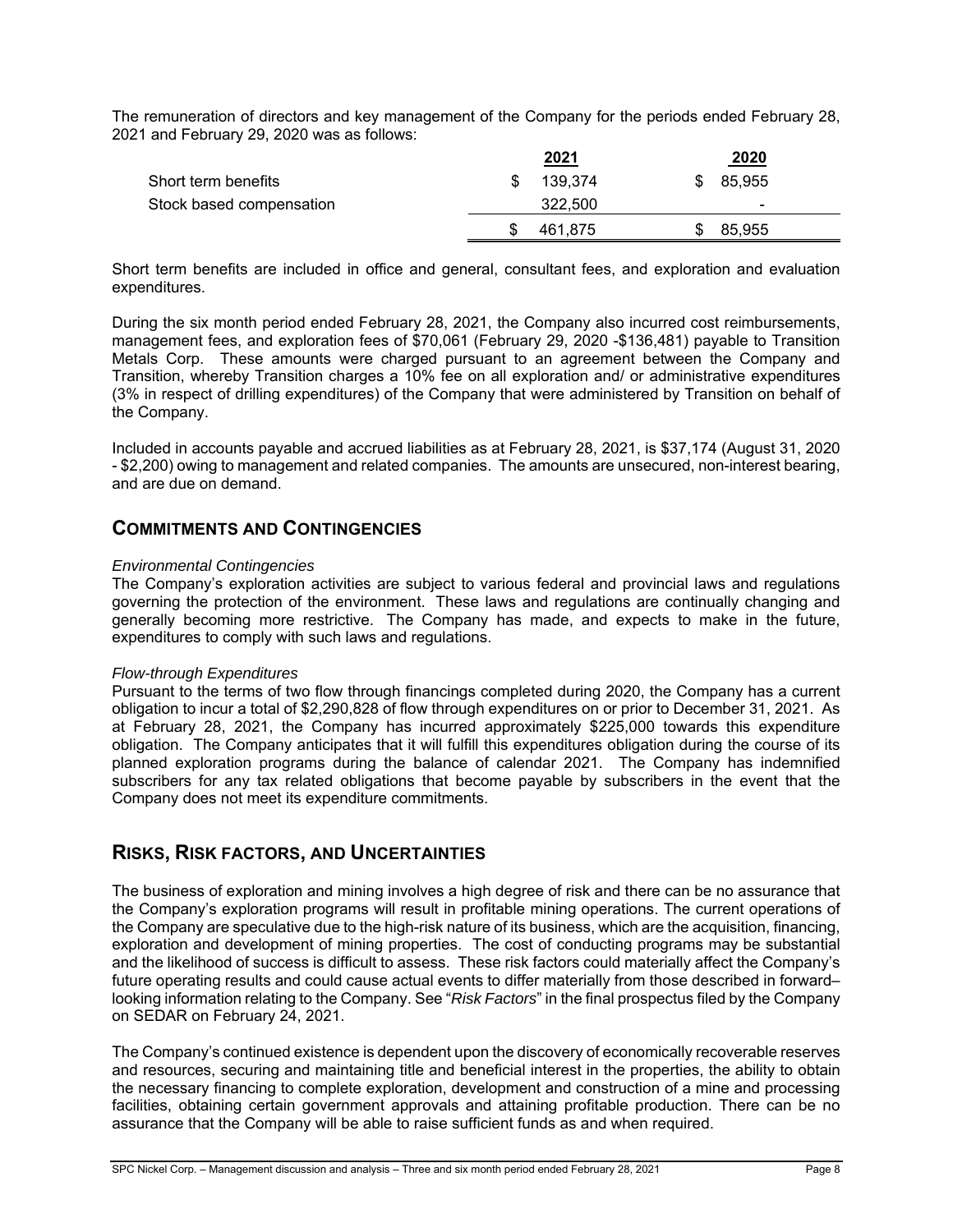The remuneration of directors and key management of the Company for the periods ended February 28, 2021 and February 29, 2020 was as follows:

| | 2021 | 2020 |
|---|---|---|
| Short term benefits | $ 139,374 | $ 85,955 |
| Stock based compensation | 322,500 | - |
| | $ 461,875 | $ 85,955 |

Short term benefits are included in office and general, consultant fees, and exploration and evaluation expenditures.

During the six month period ended February 28, 2021, the Company also incurred cost reimbursements, management fees, and exploration fees of $70,061 (February 29, 2020 -$136,481) payable to Transition Metals Corp. These amounts were charged pursuant to an agreement between the Company and Transition, whereby Transition charges a 10% fee on all exploration and/ or administrative expenditures (3% in respect of drilling expenditures) of the Company that were administered by Transition on behalf of the Company.

Included in accounts payable and accrued liabilities as at February 28, 2021, is $37,174 (August 31, 2020 - $2,200) owing to management and related companies. The amounts are unsecured, non-interest bearing, and are due on demand.

## COMMITMENTS AND CONTINGENCIES

*Environmental Contingencies*
The Company's exploration activities are subject to various federal and provincial laws and regulations governing the protection of the environment. These laws and regulations are continually changing and generally becoming more restrictive. The Company has made, and expects to make in the future, expenditures to comply with such laws and regulations.

*Flow-through Expenditures*
Pursuant to the terms of two flow through financings completed during 2020, the Company has a current obligation to incur a total of $2,290,828 of flow through expenditures on or prior to December 31, 2021. As at February 28, 2021, the Company has incurred approximately $225,000 towards this expenditure obligation. The Company anticipates that it will fulfill this expenditures obligation during the course of its planned exploration programs during the balance of calendar 2021. The Company has indemnified subscribers for any tax related obligations that become payable by subscribers in the event that the Company does not meet its expenditure commitments.

## RISKS, RISK FACTORS, AND UNCERTAINTIES

The business of exploration and mining involves a high degree of risk and there can be no assurance that the Company's exploration programs will result in profitable mining operations. The current operations of the Company are speculative due to the high-risk nature of its business, which are the acquisition, financing, exploration and development of mining properties. The cost of conducting programs may be substantial and the likelihood of success is difficult to assess. These risk factors could materially affect the Company's future operating results and could cause actual events to differ materially from those described in forward–looking information relating to the Company. See "*Risk Factors*" in the final prospectus filed by the Company on SEDAR on February 24, 2021.

The Company's continued existence is dependent upon the discovery of economically recoverable reserves and resources, securing and maintaining title and beneficial interest in the properties, the ability to obtain the necessary financing to complete exploration, development and construction of a mine and processing facilities, obtaining certain government approvals and attaining profitable production. There can be no assurance that the Company will be able to raise sufficient funds as and when required.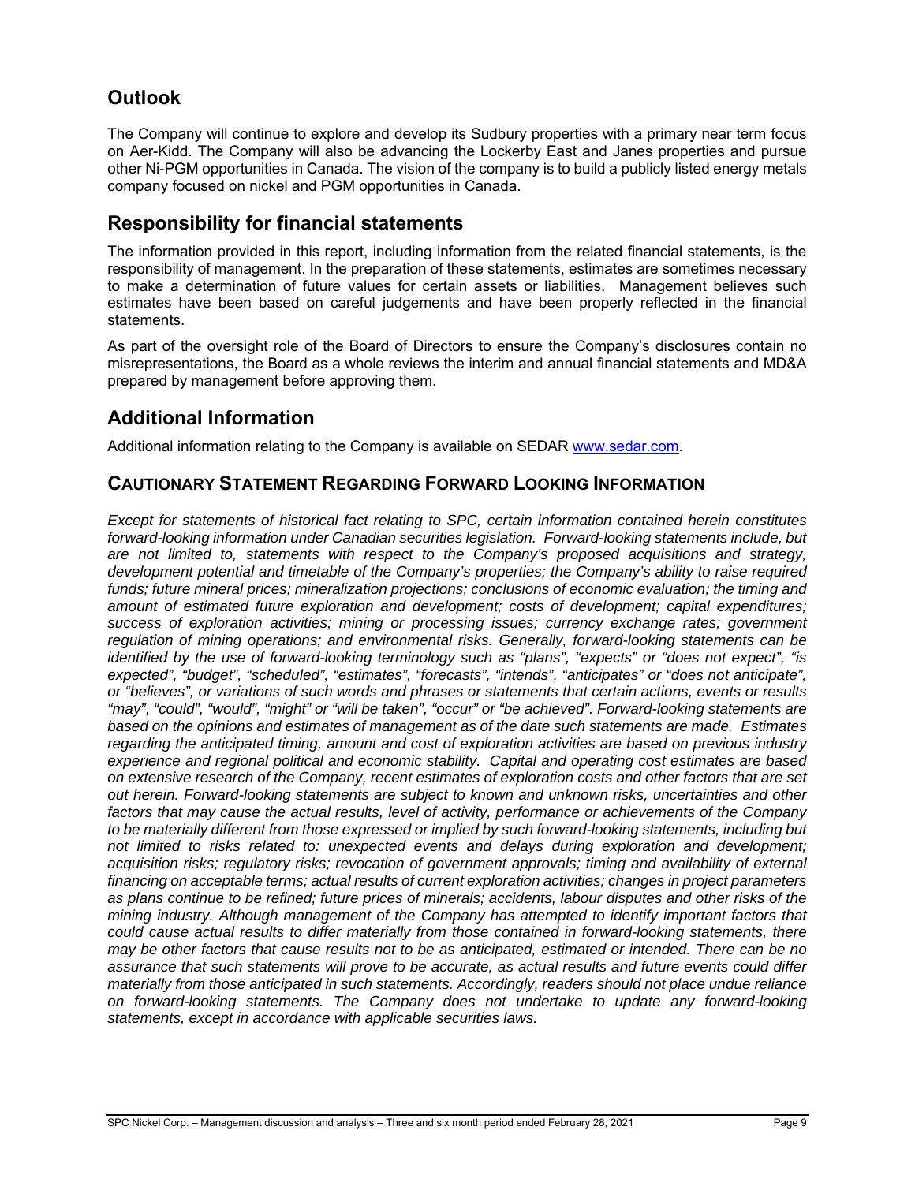## Outlook

The Company will continue to explore and develop its Sudbury properties with a primary near term focus on Aer-Kidd. The Company will also be advancing the Lockerby East and Janes properties and pursue other Ni-PGM opportunities in Canada. The vision of the company is to build a publicly listed energy metals company focused on nickel and PGM opportunities in Canada.

## Responsibility for financial statements

The information provided in this report, including information from the related financial statements, is the responsibility of management. In the preparation of these statements, estimates are sometimes necessary to make a determination of future values for certain assets or liabilities. Management believes such estimates have been based on careful judgements and have been properly reflected in the financial statements.

As part of the oversight role of the Board of Directors to ensure the Company's disclosures contain no misrepresentations, the Board as a whole reviews the interim and annual financial statements and MD&A prepared by management before approving them.

## Additional Information

Additional information relating to the Company is available on SEDAR [www.sedar.com](http://www.sedar.com).

### CAUTIONARY STATEMENT REGARDING FORWARD LOOKING INFORMATION

*Except for statements of historical fact relating to SPC, certain information contained herein constitutes forward-looking information under Canadian securities legislation. Forward-looking statements include, but are not limited to, statements with respect to the Company's proposed acquisitions and strategy, development potential and timetable of the Company's properties; the Company's ability to raise required funds; future mineral prices; mineralization projections; conclusions of economic evaluation; the timing and amount of estimated future exploration and development; costs of development; capital expenditures; success of exploration activities; mining or processing issues; currency exchange rates; government regulation of mining operations; and environmental risks. Generally, forward-looking statements can be identified by the use of forward-looking terminology such as "plans", "expects" or "does not expect", "is expected", "budget", "scheduled", "estimates", "forecasts", "intends", "anticipates" or "does not anticipate", or "believes", or variations of such words and phrases or statements that certain actions, events or results "may", "could", "would", "might" or "will be taken", "occur" or "be achieved". Forward-looking statements are based on the opinions and estimates of management as of the date such statements are made. Estimates regarding the anticipated timing, amount and cost of exploration activities are based on previous industry experience and regional political and economic stability. Capital and operating cost estimates are based on extensive research of the Company, recent estimates of exploration costs and other factors that are set out herein. Forward-looking statements are subject to known and unknown risks, uncertainties and other factors that may cause the actual results, level of activity, performance or achievements of the Company to be materially different from those expressed or implied by such forward-looking statements, including but not limited to risks related to: unexpected events and delays during exploration and development; acquisition risks; regulatory risks; revocation of government approvals; timing and availability of external financing on acceptable terms; actual results of current exploration activities; changes in project parameters as plans continue to be refined; future prices of minerals; accidents, labour disputes and other risks of the mining industry. Although management of the Company has attempted to identify important factors that could cause actual results to differ materially from those contained in forward-looking statements, there may be other factors that cause results not to be as anticipated, estimated or intended. There can be no assurance that such statements will prove to be accurate, as actual results and future events could differ materially from those anticipated in such statements. Accordingly, readers should not place undue reliance on forward-looking statements. The Company does not undertake to update any forward-looking statements, except in accordance with applicable securities laws.*